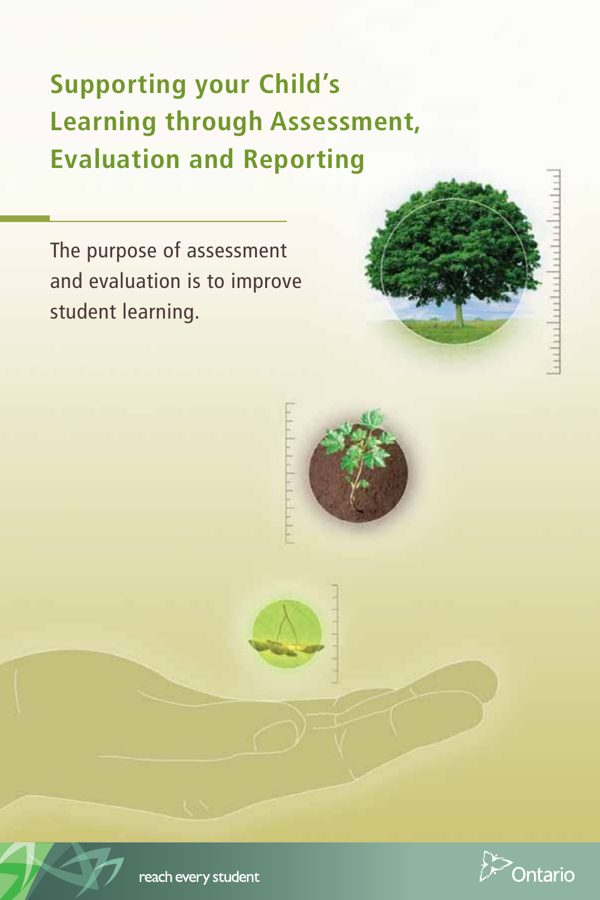# Supporting your Child's Learning through Assessment, Evaluation and Reporting

The purpose of assessment and evaluation is to improve student learning.

reach every student

Ontario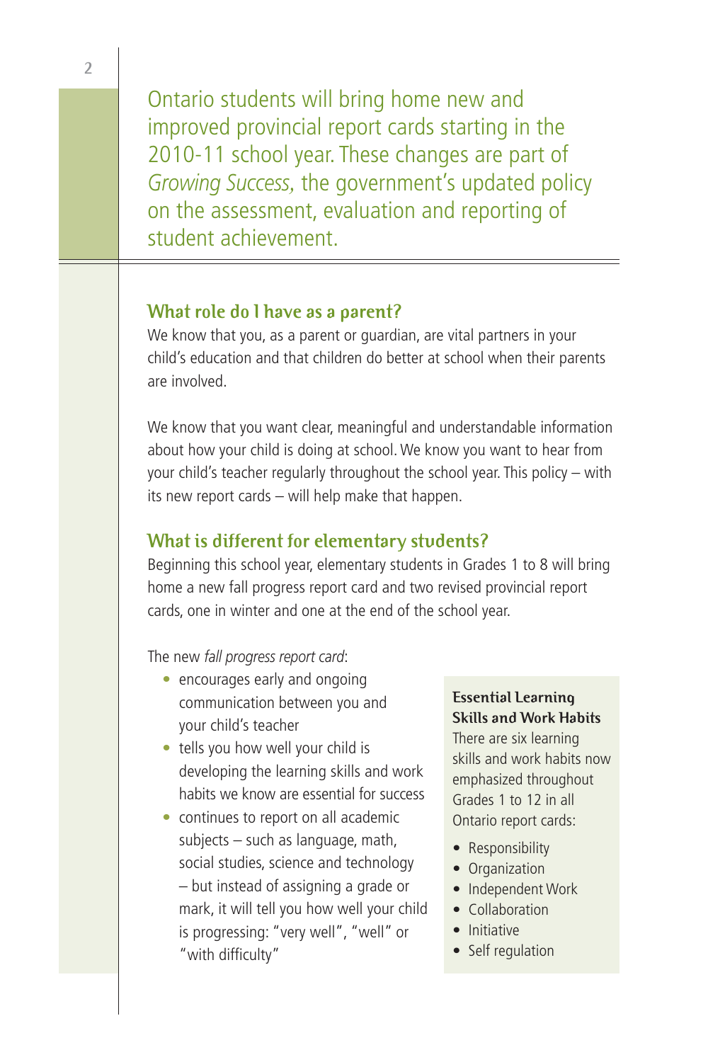Ontario students will bring home new and improved provincial report cards starting in the 2010-11 school year. These changes are part of *Growing Success,* the government's updated policy on the assessment, evaluation and reporting of student achievement.

## What role do I have as a parent?

We know that you, as a parent or guardian, are vital partners in your child's education and that children do better at school when their parents are involved.

We know that you want clear, meaningful and understandable information about how your child is doing at school. We know you want to hear from your child's teacher regularly throughout the school year. This policy – with its new report cards – will help make that happen.

## What is different for elementary students?

Beginning this school year, elementary students in Grades 1 to 8 will bring home a new fall progress report card and two revised provincial report cards, one in winter and one at the end of the school year.

The new *fall progress report card*:

- encourages early and ongoing communication between you and your child's teacher
- tells you how well your child is developing the learning skills and work habits we know are essential for success
- continues to report on all academic subjects – such as language, math, social studies, science and technology – but instead of assigning a grade or mark, it will tell you how well your child is progressing: "very well", "well" or "with difficulty"

**Essential Learning Skills and Work Habits**

There are six learning skills and work habits now emphasized throughout Grades 1 to 12 in all Ontario report cards:

- Responsibility
- Organization
- Independent Work
- Collaboration
- Initiative
- Self regulation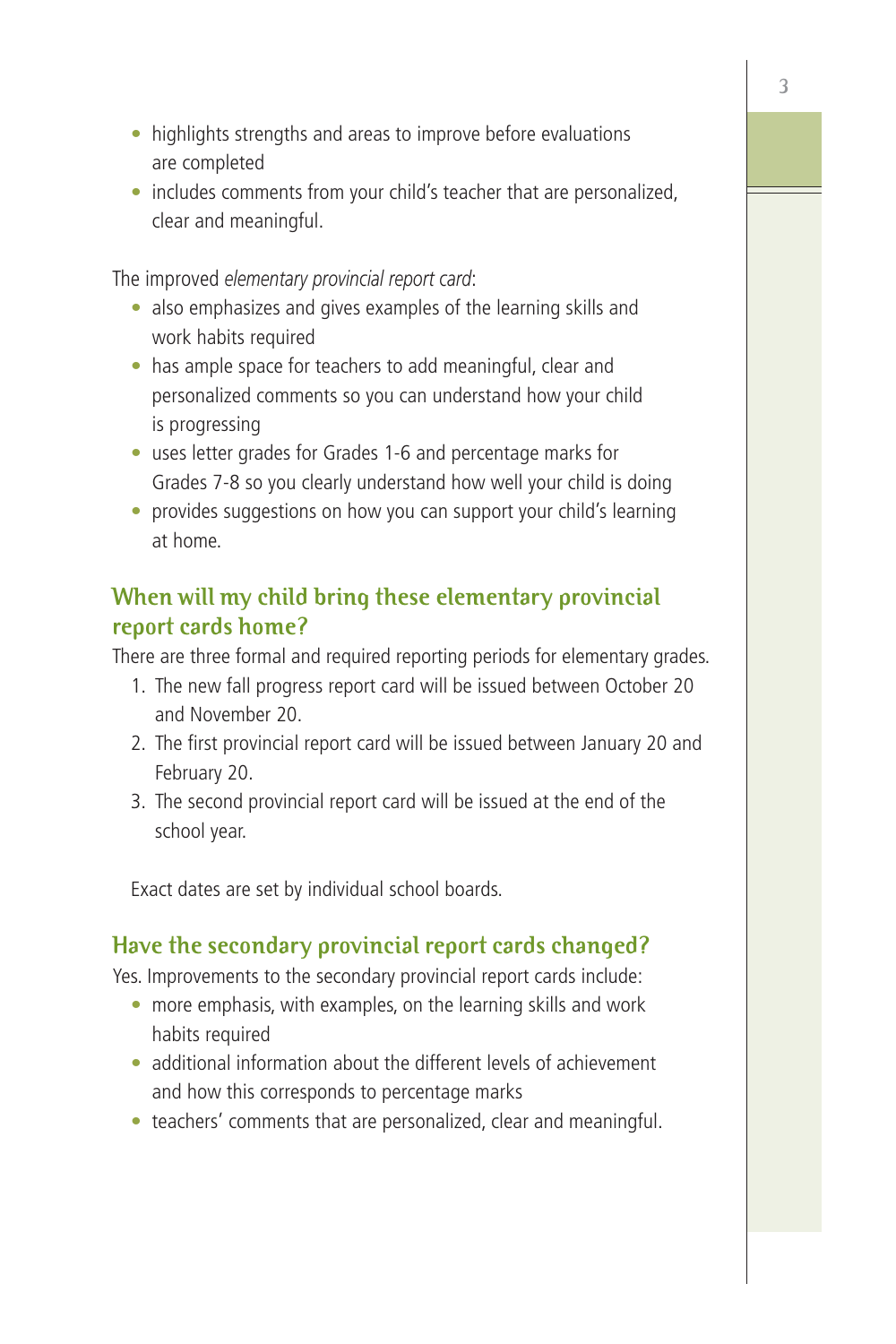- highlights strengths and areas to improve before evaluations are completed
- includes comments from your child's teacher that are personalized, clear and meaningful.

The improved *elementary provincial report card*:

- also emphasizes and gives examples of the learning skills and work habits required
- has ample space for teachers to add meaningful, clear and personalized comments so you can understand how your child is progressing
- uses letter grades for Grades 1-6 and percentage marks for Grades 7-8 so you clearly understand how well your child is doing
- provides suggestions on how you can support your child's learning at home.

## When will my child bring these elementary provincial report cards home?

There are three formal and required reporting periods for elementary grades.

1. The new fall progress report card will be issued between October 20 and November 20.
2. The first provincial report card will be issued between January 20 and February 20.
3. The second provincial report card will be issued at the end of the school year.

Exact dates are set by individual school boards.

## Have the secondary provincial report cards changed?

Yes. Improvements to the secondary provincial report cards include:

- more emphasis, with examples, on the learning skills and work habits required
- additional information about the different levels of achievement and how this corresponds to percentage marks
- teachers' comments that are personalized, clear and meaningful.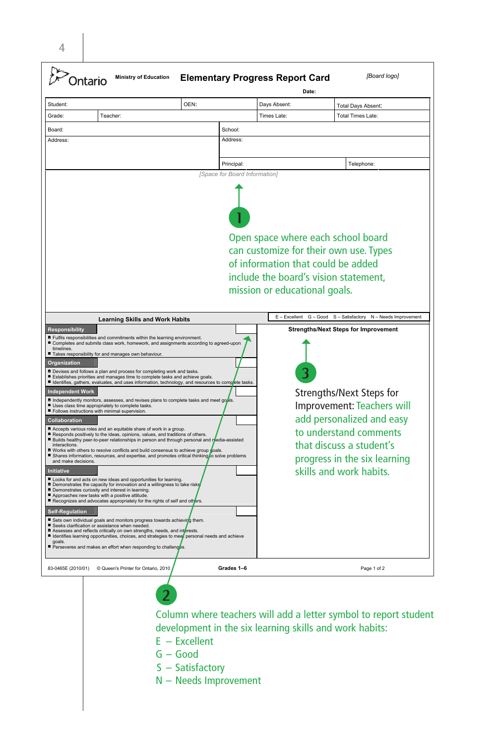Ontario Ministry of Education

# Elementary Progress Report Card

*[Board logo]*

Date:

| Student: | | OEN: | Days Absent: | Total Days Absent: |
|---|---|---|---|---|
| Grade: | Teacher: | | Times Late: | Total Times Late: |

| Board: | School: | |
|---|---|---|
| Address: | Address: | |
| | Principal: | Telephone: |

*[Space for Board Information]*

**1** Open space where each school board can customize for their own use. Types of information that could be added include the board's vision statement, mission or educational goals.

## Learning Skills and Work Habits

E – Excellent G – Good S – Satisfactory N – Needs Improvement

**Responsibility**
- Fulfils responsibilities and commitments within the learning environment.
- Completes and submits class work, homework, and assignments according to agreed-upon timelines.
- Takes responsibility for and manages own behaviour.

**Organization**
- Devises and follows a plan and process for completing work and tasks.
- Establishes priorities and manages time to complete tasks and achieve goals.
- Identifies, gathers, evaluates, and uses information, technology, and resources to complete tasks.

**Independent Work**
- Independently monitors, assesses, and revises plans to complete tasks and meet goals.
- Uses class time appropriately to complete tasks.
- Follows instructions with minimal supervision.

**Collaboration**
- Accepts various roles and an equitable share of work in a group.
- Responds positively to the ideas, opinions, values, and traditions of others.
- Builds healthy peer-to-peer relationships in person and through personal and media-assisted interactions.
- Works with others to resolve conflicts and build consensus to achieve group goals.
- Shares information, resources, and expertise, and promotes critical thinking to solve problems and make decisions.

**Initiative**
- Looks for and acts on new ideas and opportunities for learning.
- Demonstrates the capacity for innovation and a willingness to take risks.
- Demonstrates curiosity and interest in learning.
- Approaches new tasks with a positive attitude.
- Recognizes and advocates appropriately for the rights of self and others.

**Self-Regulation**
- Sets own individual goals and monitors progress towards achieving them.
- Seeks clarification or assistance when needed.
- Assesses and reflects critically on own strengths, needs, and interests.
- Identifies learning opportunities, choices, and strategies to meet personal needs and achieve goals.
- Perseveres and makes an effort when responding to challenges.

**Strengths/Next Steps for Improvement**

**3** Strengths/Next Steps for Improvement: Teachers will add personalized and easy to understand comments that discuss a student's progress in the six learning skills and work habits.

83-0465E (2010/01) © Queen's Printer for Ontario, 2010 **Grades 1–6** Page 1 of 2

**2** Column where teachers will add a letter symbol to report student development in the six learning skills and work habits:

E – Excellent
G – Good
S – Satisfactory
N – Needs Improvement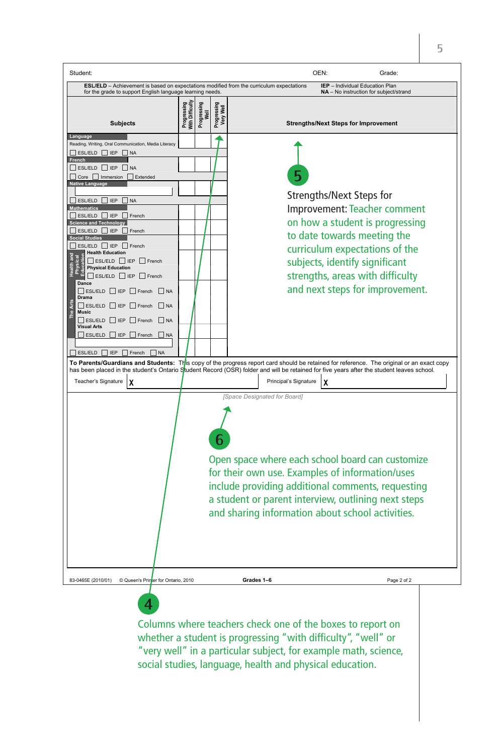| Student: | | | | OEN: | Grade: |
|---|---|---|---|---|---|

**ESL/ELD** – Achievement is based on expectations modified from the curriculum expectations for the grade to support English language learning needs.

**IEP** – Individual Education Plan
**NA** – No instruction for subject/strand

| Subjects | Progressing With Difficulty | Progressing Well | Progressing Very Well | Strengths/Next Steps for Improvement |
|---|---|---|---|---|
| **Language** Reading, Writing, Oral Communication, Media Literacy ☐ ESL/ELD ☐ IEP ☐ NA | | | | |
| **French** ☐ ESL/ELD ☐ IEP ☐ NA ☐ Core ☐ Immersion ☐ Extended | | | | |
| **Native Language** ☐ ESL/ELD ☐ IEP ☐ NA | | | | |
| **Mathematics** ☐ ESL/ELD ☐ IEP ☐ French | | | | |
| **Science and Technology** ☐ ESL/ELD ☐ IEP ☐ French | | | | |
| **Social Studies** ☐ ESL/ELD ☐ IEP ☐ French | | | | |
| **Health and Physical Education** — **Health Education** ☐ ESL/ELD ☐ IEP ☐ French | | | | |
| **Health and Physical Education** — **Physical Education** ☐ ESL/ELD ☐ IEP ☐ French | | | | |
| **The Arts** — **Dance** ☐ ESL/ELD ☐ IEP ☐ French ☐ NA | | | | |
| **The Arts** — **Drama** ☐ ESL/ELD ☐ IEP ☐ French ☐ NA | | | | |
| **The Arts** — **Music** ☐ ESL/ELD ☐ IEP ☐ French ☐ NA | | | | |
| **The Arts** — **Visual Arts** ☐ ESL/ELD ☐ IEP ☐ French ☐ NA | | | | |
| ☐ ESL/ELD ☐ IEP ☐ French ☐ NA | | | | |

**To Parents/Guardians and Students:** This copy of the progress report card should be retained for reference. The original or an exact copy has been placed in the student's Ontario Student Record (OSR) folder and will be retained for five years after the student leaves school.

Teacher's Signature **X** Principal's Signature **X**

*[Space Designated for Board]*

83-0465E (2010/01) © Queen's Printer for Ontario, 2010 **Grades 1–6** Page 2 of 2

**5** Strengths/Next Steps for Improvement: Teacher comment on how a student is progressing to date towards meeting the curriculum expectations of the subjects, identify significant strengths, areas with difficulty and next steps for improvement.

**6** Open space where each school board can customize for their own use. Examples of information/uses include providing additional comments, requesting a student or parent interview, outlining next steps and sharing information about school activities.

**4** Columns where teachers check one of the boxes to report on whether a student is progressing "with difficulty", "well" or "very well" in a particular subject, for example math, science, social studies, language, health and physical education.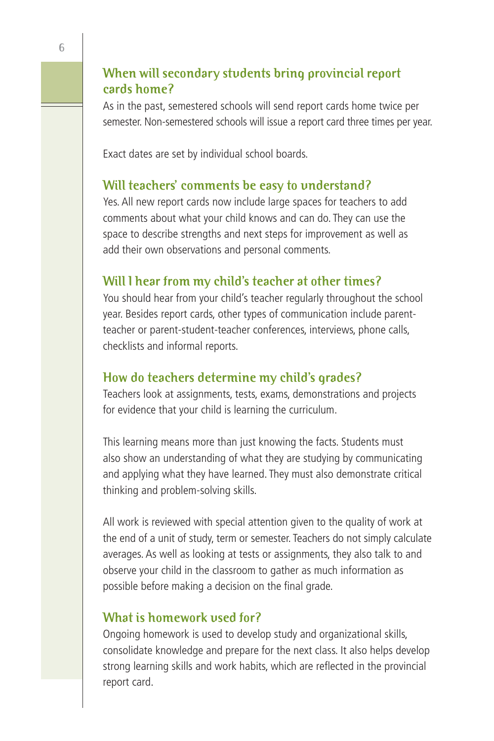## When will secondary students bring provincial report cards home?

As in the past, semestered schools will send report cards home twice per semester. Non-semestered schools will issue a report card three times per year.

Exact dates are set by individual school boards.

## Will teachers' comments be easy to understand?

Yes. All new report cards now include large spaces for teachers to add comments about what your child knows and can do. They can use the space to describe strengths and next steps for improvement as well as add their own observations and personal comments.

## Will I hear from my child's teacher at other times?

You should hear from your child's teacher regularly throughout the school year. Besides report cards, other types of communication include parent-teacher or parent-student-teacher conferences, interviews, phone calls, checklists and informal reports.

## How do teachers determine my child's grades?

Teachers look at assignments, tests, exams, demonstrations and projects for evidence that your child is learning the curriculum.

This learning means more than just knowing the facts. Students must also show an understanding of what they are studying by communicating and applying what they have learned. They must also demonstrate critical thinking and problem-solving skills.

All work is reviewed with special attention given to the quality of work at the end of a unit of study, term or semester. Teachers do not simply calculate averages. As well as looking at tests or assignments, they also talk to and observe your child in the classroom to gather as much information as possible before making a decision on the final grade.

## What is homework used for?

Ongoing homework is used to develop study and organizational skills, consolidate knowledge and prepare for the next class. It also helps develop strong learning skills and work habits, which are reflected in the provincial report card.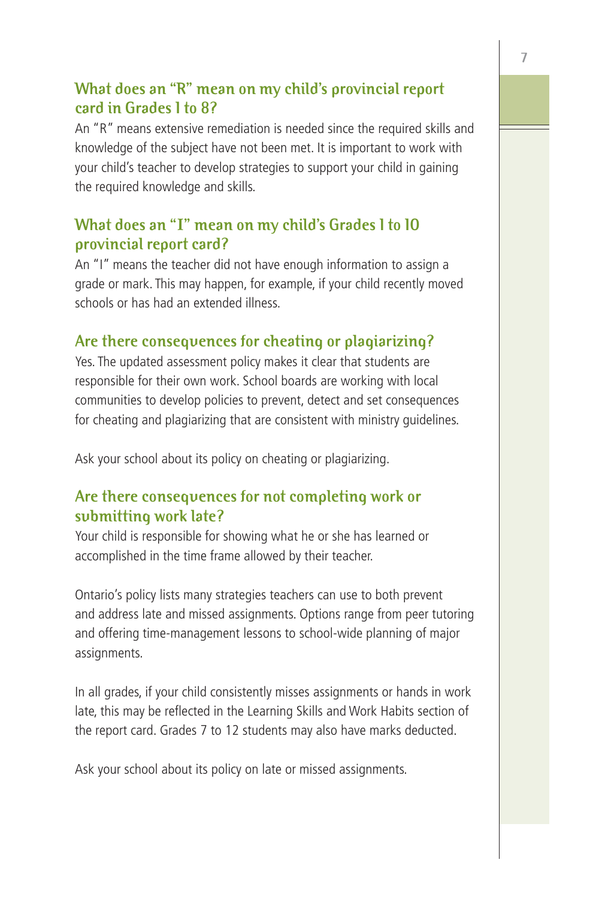### What does an "R" mean on my child's provincial report card in Grades 1 to 8?

An "R" means extensive remediation is needed since the required skills and knowledge of the subject have not been met. It is important to work with your child's teacher to develop strategies to support your child in gaining the required knowledge and skills.

### What does an "I" mean on my child's Grades 1 to 10 provincial report card?

An "I" means the teacher did not have enough information to assign a grade or mark. This may happen, for example, if your child recently moved schools or has had an extended illness.

### Are there consequences for cheating or plagiarizing?

Yes. The updated assessment policy makes it clear that students are responsible for their own work. School boards are working with local communities to develop policies to prevent, detect and set consequences for cheating and plagiarizing that are consistent with ministry guidelines.

Ask your school about its policy on cheating or plagiarizing.

### Are there consequences for not completing work or submitting work late?

Your child is responsible for showing what he or she has learned or accomplished in the time frame allowed by their teacher.

Ontario's policy lists many strategies teachers can use to both prevent and address late and missed assignments. Options range from peer tutoring and offering time-management lessons to school-wide planning of major assignments.

In all grades, if your child consistently misses assignments or hands in work late, this may be reflected in the Learning Skills and Work Habits section of the report card. Grades 7 to 12 students may also have marks deducted.

Ask your school about its policy on late or missed assignments.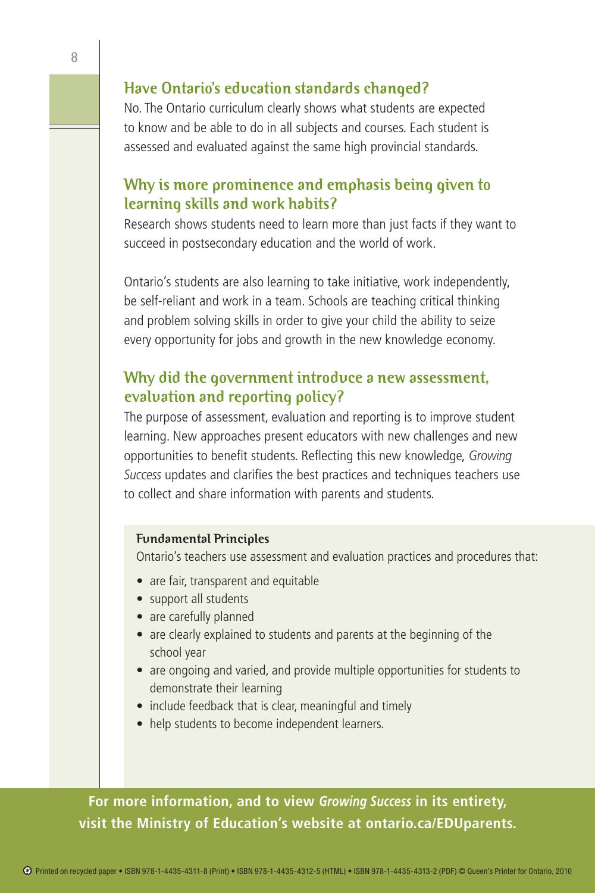## Have Ontario's education standards changed?

No. The Ontario curriculum clearly shows what students are expected to know and be able to do in all subjects and courses. Each student is assessed and evaluated against the same high provincial standards.

## Why is more prominence and emphasis being given to learning skills and work habits?

Research shows students need to learn more than just facts if they want to succeed in postsecondary education and the world of work.

Ontario's students are also learning to take initiative, work independently, be self-reliant and work in a team. Schools are teaching critical thinking and problem solving skills in order to give your child the ability to seize every opportunity for jobs and growth in the new knowledge economy.

## Why did the government introduce a new assessment, evaluation and reporting policy?

The purpose of assessment, evaluation and reporting is to improve student learning. New approaches present educators with new challenges and new opportunities to benefit students. Reflecting this new knowledge, *Growing Success* updates and clarifies the best practices and techniques teachers use to collect and share information with parents and students.

### Fundamental Principles

Ontario's teachers use assessment and evaluation practices and procedures that:

- are fair, transparent and equitable
- support all students
- are carefully planned
- are clearly explained to students and parents at the beginning of the school year
- are ongoing and varied, and provide multiple opportunities for students to demonstrate their learning
- include feedback that is clear, meaningful and timely
- help students to become independent learners.

**For more information, and to view *Growing Success* in its entirety, visit the Ministry of Education's website at ontario.ca/EDUparents.**

Printed on recycled paper • ISBN 978-1-4435-4311-8 (Print) • ISBN 978-1-4435-4312-5 (HTML) • ISBN 978-1-4435-4313-2 (PDF) © Queen's Printer for Ontario, 2010